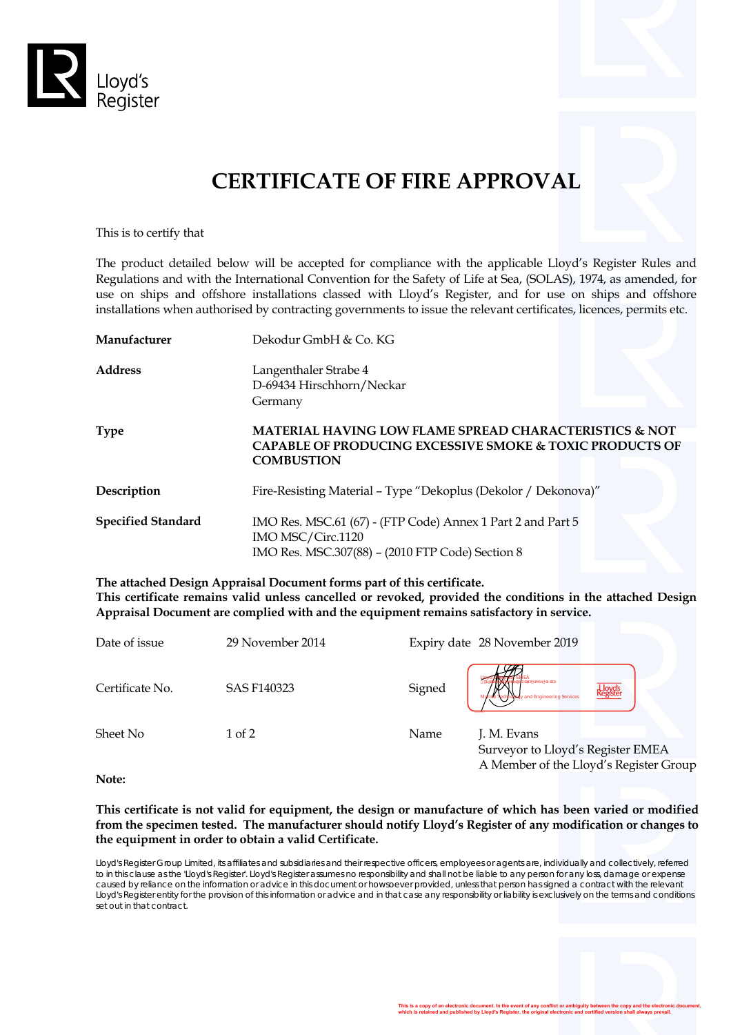Lloyd's Register

# CERTIFICATE OF FIRE APPROVAL

This is to certify that

The product detailed below will be accepted for compliance with the applicable Lloyd's Register Rules and Regulations and with the International Convention for the Safety of Life at Sea, (SOLAS), 1974, as amended, for use on ships and offshore installations classed with Lloyd's Register, and for use on ships and offshore installations when authorised by contracting governments to issue the relevant certificates, licences, permits etc.

| | |
|---|---|
| **Manufacturer** | Dekodur GmbH & Co. KG |
| **Address** | Langenthaler Strabe 4<br>D-69434 Hirschhorn/Neckar<br>Germany |
| **Type** | **MATERIAL HAVING LOW FLAME SPREAD CHARACTERISTICS & NOT CAPABLE OF PRODUCING EXCESSIVE SMOKE & TOXIC PRODUCTS OF COMBUSTION** |
| **Description** | Fire-Resisting Material – Type "Dekoplus (Dekolor / Dekonova)" |
| **Specified Standard** | IMO Res. MSC.61 (67) - (FTP Code) Annex 1 Part 2 and Part 5<br>IMO MSC/Circ.1120<br>IMO Res. MSC.307(88) – (2010 FTP Code) Section 8 |

**The attached Design Appraisal Document forms part of this certificate.**
**This certificate remains valid unless cancelled or revoked, provided the conditions in the attached Design Appraisal Document are complied with and the equipment remains satisfactory in service.**

| | | | |
|---|---|---|---|
| Date of issue | 29 November 2014 | Expiry date | 28 November 2019 |
| Certificate No. | SAS F140323 | Signed | |
| Sheet No | 1 of 2 | Name | J. M. Evans<br>Surveyor to Lloyd's Register EMEA<br>A Member of the Lloyd's Register Group |

**Note:**

**This certificate is not valid for equipment, the design or manufacture of which has been varied or modified from the specimen tested. The manufacturer should notify Lloyd's Register of any modification or changes to the equipment in order to obtain a valid Certificate.**

Lloyd's Register Group Limited, its affiliates and subsidiaries and their respective officers, employees or agents are, individually and collectively, referred to in this clause as the 'Lloyd's Register'. Lloyd's Register assumes no responsibility and shall not be liable to any person for any loss, damage or expense caused by reliance on the information or advice in this document or howsoever provided, unless that person has signed a contract with the relevant Lloyd's Register entity for the provision of this information or advice and in that case any responsibility or liability is exclusively on the terms and conditions set out in that contract.

This is a copy of an electronic document. In the event of any conflict or ambiguity between the copy and the electronic document, which is retained and published by Lloyd's Register, the original electronic and certified version shall always prevail.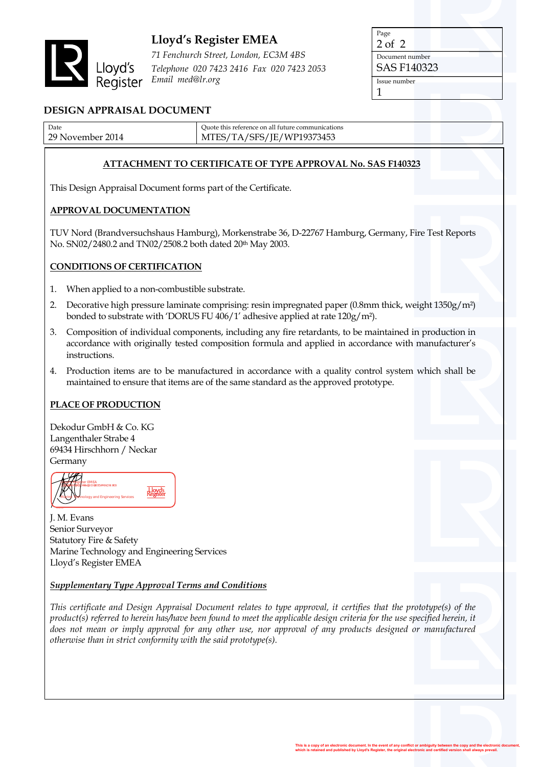**Lloyd's Register EMEA**

*71 Fenchurch Street, London, EC3M 4BS*
*Telephone 020 7423 2416 Fax 020 7423 2053*
*Email med@lr.org*

| Page | Document number | Issue number |
|---|---|---|
| 2 of 2 | SAS F140323 | 1 |

## DESIGN APPRAISAL DOCUMENT

| Date | Quote this reference on all future communications |
|---|---|
| 29 November 2014 | MTES/TA/SFS/JE/WP19373453 |

**ATTACHMENT TO CERTIFICATE OF TYPE APPROVAL No. SAS F140323**

This Design Appraisal Document forms part of the Certificate.

**APPROVAL DOCUMENTATION**

TUV Nord (Brandversuchshaus Hamburg), Morkenstrabe 36, D-22767 Hamburg, Germany, Fire Test Reports No. SN02/2480.2 and TN02/2508.2 both dated 20th May 2003.

**CONDITIONS OF CERTIFICATION**

1. When applied to a non-combustible substrate.
2. Decorative high pressure laminate comprising: resin impregnated paper (0.8mm thick, weight 1350g/m²) bonded to substrate with 'DORUS FU 406/1' adhesive applied at rate 120g/m²).
3. Composition of individual components, including any fire retardants, to be maintained in production in accordance with originally tested composition formula and applied in accordance with manufacturer's instructions.
4. Production items are to be manufactured in accordance with a quality control system which shall be maintained to ensure that items are of the same standard as the approved prototype.

**PLACE OF PRODUCTION**

Dekodur GmbH & Co. KG
Langenthaler Strabe 4
69434 Hirschhorn / Neckar
Germany

J. M. Evans
Senior Surveyor
Statutory Fire & Safety
Marine Technology and Engineering Services
Lloyd's Register EMEA

***Supplementary Type Approval Terms and Conditions***

*This certificate and Design Appraisal Document relates to type approval, it certifies that the prototype(s) of the product(s) referred to herein has/have been found to meet the applicable design criteria for the use specified herein, it does not mean or imply approval for any other use, nor approval of any products designed or manufactured otherwise than in strict conformity with the said prototype(s).*

This is a copy of an electronic document. In the event of any conflict or ambiguity between the copy and the electronic document, which is retained and published by Lloyd's Register, the original electronic and certified version shall always prevail.